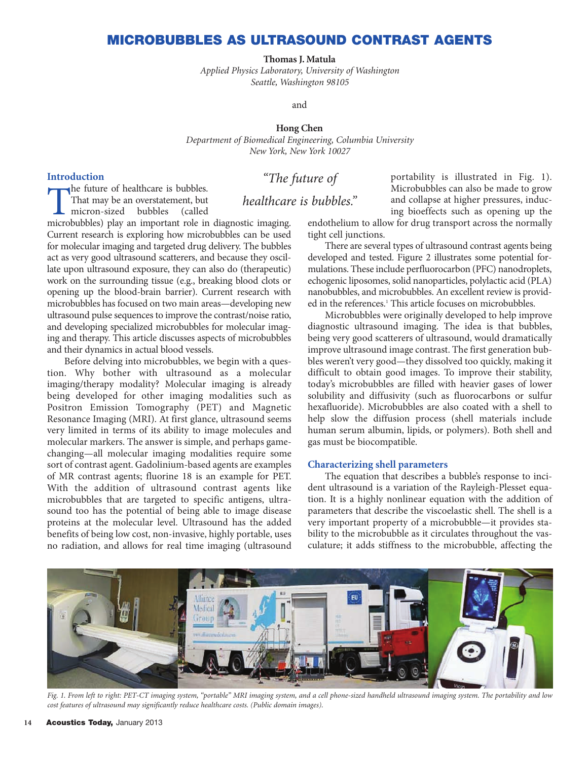# MICROBUBBLES AS ULTRASOUND CONTRAST AGENTS

**Thomas J. Matula**
*Applied Physics Laboratory, University of Washington*
*Seattle, Washington 98105*

and

**Hong Chen**
*Department of Biomedical Engineering, Columbia University*
*New York, New York 10027*

## Introduction

The future of healthcare is bubbles. That may be an overstatement, but micron-sized bubbles (called microbubbles) play an important role in diagnostic imaging. Current research is exploring how microbubbles can be used for molecular imaging and targeted drug delivery. The bubbles act as very good ultrasound scatterers, and because they oscillate upon ultrasound exposure, they can also do (therapeutic) work on the surrounding tissue (e.g., breaking blood clots or opening up the blood-brain barrier). Current research with microbubbles has focused on two main areas—developing new ultrasound pulse sequences to improve the contrast/noise ratio, and developing specialized microbubbles for molecular imaging and therapy. This article discusses aspects of microbubbles and their dynamics in actual blood vessels.

> *"The future of healthcare is bubbles."*

Before delving into microbubbles, we begin with a question. Why bother with ultrasound as a molecular imaging/therapy modality? Molecular imaging is already being developed for other imaging modalities such as Positron Emission Tomography (PET) and Magnetic Resonance Imaging (MRI). At first glance, ultrasound seems very limited in terms of its ability to image molecules and molecular markers. The answer is simple, and perhaps game-changing—all molecular imaging modalities require some sort of contrast agent. Gadolinium-based agents are examples of MR contrast agents; fluorine 18 is an example for PET. With the addition of ultrasound contrast agents like microbubbles that are targeted to specific antigens, ultrasound too has the potential of being able to image disease proteins at the molecular level. Ultrasound has the added benefits of being low cost, non-invasive, highly portable, uses no radiation, and allows for real time imaging (ultrasound portability is illustrated in Fig. 1). Microbubbles can also be made to grow and collapse at higher pressures, inducing bioeffects such as opening up the endothelium to allow for drug transport across the normally tight cell junctions.

There are several types of ultrasound contrast agents being developed and tested. Figure 2 illustrates some potential formulations. These include perfluorocarbon (PFC) nanodroplets, echogenic liposomes, solid nanoparticles, polylactic acid (PLA) nanobubbles, and microbubbles. An excellent review is provided in the references.[1] This article focuses on microbubbles.

Microbubbles were originally developed to help improve diagnostic ultrasound imaging. The idea is that bubbles, being very good scatterers of ultrasound, would dramatically improve ultrasound image contrast. The first generation bubbles weren't very good—they dissolved too quickly, making it difficult to obtain good images. To improve their stability, today's microbubbles are filled with heavier gases of lower solubility and diffusivity (such as fluorocarbons or sulfur hexafluoride). Microbubbles are also coated with a shell to help slow the diffusion process (shell materials include human serum albumin, lipids, or polymers). Both shell and gas must be biocompatible.

## Characterizing shell parameters

The equation that describes a bubble's response to incident ultrasound is a variation of the Rayleigh-Plesset equation. It is a highly nonlinear equation with the addition of parameters that describe the viscoelastic shell. The shell is a very important property of a microbubble—it provides stability to the microbubble as it circulates throughout the vasculature; it adds stiffness to the microbubble, affecting the

*Fig. 1. From left to right: PET-CT imaging system, "portable" MRI imaging system, and a cell phone-sized handheld ultrasound imaging system. The portability and low cost features of ultrasound may significantly reduce healthcare costs. (Public domain images).*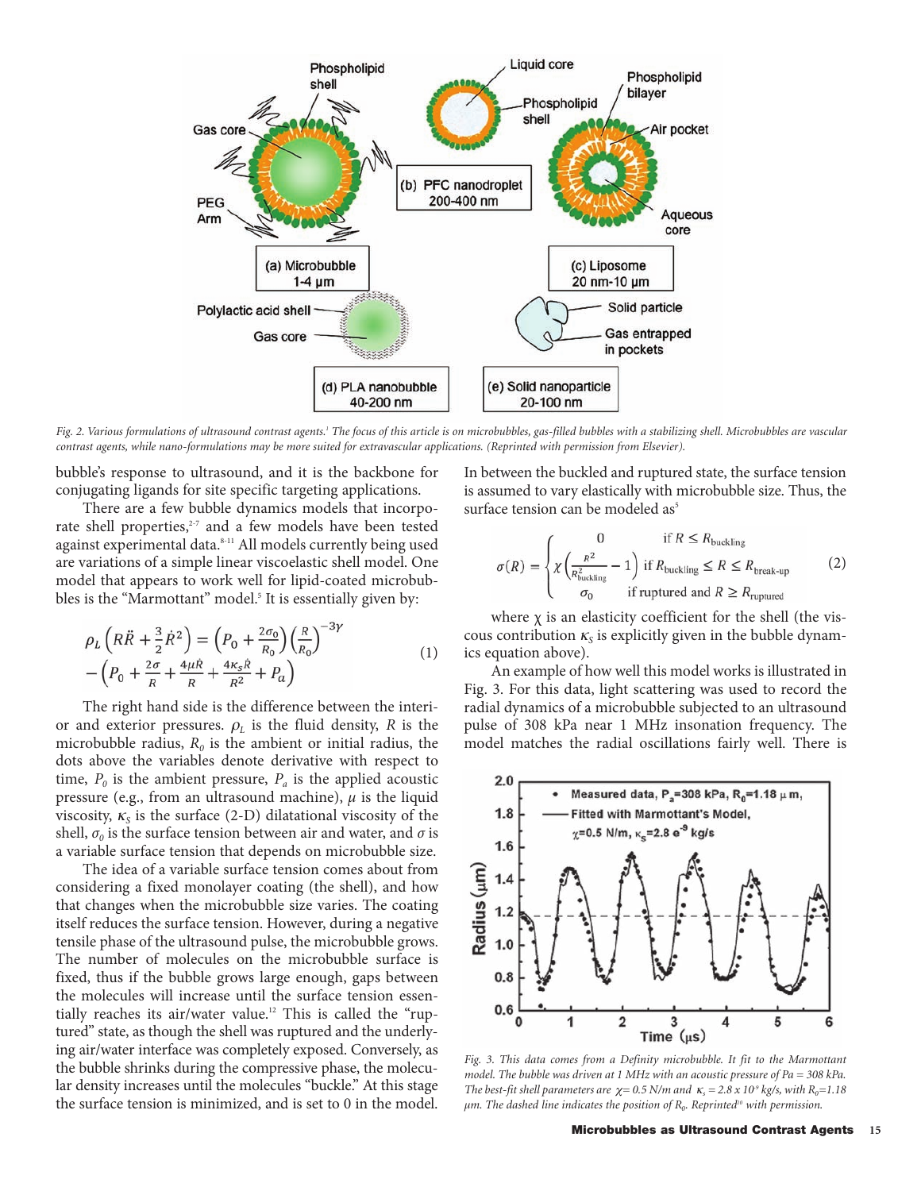*Fig. 2. Various formulations of ultrasound contrast agents.[1] The focus of this article is on microbubbles, gas-filled bubbles with a stabilizing shell. Microbubbles are vascular contrast agents, while nano-formulations may be more suited for extravascular applications. (Reprinted with permission from Elsevier).*

bubble's response to ultrasound, and it is the backbone for conjugating ligands for site specific targeting applications.

There are a few bubble dynamics models that incorporate shell properties,[2-7] and a few models have been tested against experimental data.[8-11] All models currently being used are variations of a simple linear viscoelastic shell model. One model that appears to work well for lipid-coated microbubbles is the "Marmottant" model.[5] It is essentially given by:

$$\rho_L\left(R\ddot{R}+\frac{3}{2}\dot{R}^2\right)=\left(P_0+\frac{2\sigma_0}{R_0}\right)\left(\frac{R}{R_0}\right)^{-3\gamma} -\left(P_0+\frac{2\sigma}{R}+\frac{4\mu\dot{R}}{R}+\frac{4\kappa_S\dot{R}}{R^2}+P_a\right) \quad (1)$$

The right hand side is the difference between the interior and exterior pressures. $\rho_L$ is the fluid density, $R$ is the microbubble radius, $R_0$ is the ambient or initial radius, the dots above the variables denote derivative with respect to time, $P_0$ is the ambient pressure, $P_a$ is the applied acoustic pressure (e.g., from an ultrasound machine), $\mu$ is the liquid viscosity, $\kappa_S$ is the surface (2-D) dilatational viscosity of the shell, $\sigma_0$ is the surface tension between air and water, and $\sigma$ is a variable surface tension that depends on microbubble size.

The idea of a variable surface tension comes about from considering a fixed monolayer coating (the shell), and how that changes when the microbubble size varies. The coating itself reduces the surface tension. However, during a negative tensile phase of the ultrasound pulse, the microbubble grows. The number of molecules on the microbubble surface is fixed, thus if the bubble grows large enough, gaps between the molecules will increase until the surface tension essentially reaches its air/water value.[12] This is called the "ruptured" state, as though the shell was ruptured and the underlying air/water interface was completely exposed. Conversely, as the bubble shrinks during the compressive phase, the molecular density increases until the molecules "buckle." At this stage the surface tension is minimized, and is set to 0 in the model. In between the buckled and ruptured state, the surface tension is assumed to vary elastically with microbubble size. Thus, the surface tension can be modeled as[5]

$$\sigma(R)=\begin{cases} 0 & \text{if } R\le R_{\text{buckling}} \\ \chi\left(\dfrac{R^2}{R^2_{\text{buckling}}}-1\right) & \text{if } R_{\text{buckling}}\le R\le R_{\text{break-up}} \\ \sigma_0 & \text{if ruptured and } R\ge R_{\text{ruptured}} \end{cases} \quad (2)$$

where $\chi$ is an elasticity coefficient for the shell (the viscous contribution $\kappa_S$ is explicitly given in the bubble dynamics equation above).

An example of how well this model works is illustrated in Fig. 3. For this data, light scattering was used to record the radial dynamics of a microbubble subjected to an ultrasound pulse of 308 kPa near 1 MHz insonation frequency. The model matches the radial oscillations fairly well. There is

*Fig. 3. This data comes from a Definity microbubble. It fit to the Marmottant model. The bubble was driven at 1 MHz with an acoustic pressure of Pa = 308 kPa. The best-fit shell parameters are $\chi$= 0.5 N/m and $\kappa_s$ = 2.8 x $10^{-9}$ kg/s, with $R_0$=1.18 μm. The dashed line indicates the position of $R_0$. Reprinted[10] with permission.*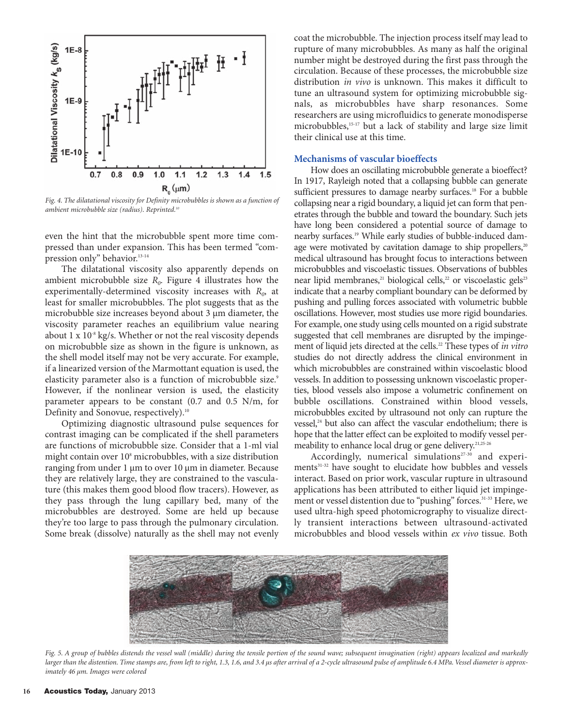Fig. 4. The dilatational viscosity for Definity microbubbles is shown as a function of ambient microbubble size (radius). Reprinted.[10]

even the hint that the microbubble spent more time compressed than under expansion. This has been termed "compression only" behavior.[13-14]

The dilatational viscosity also apparently depends on ambient microbubble size $R_0$. Figure 4 illustrates how the experimentally-determined viscosity increases with $R_0$, at least for smaller microbubbles. The plot suggests that as the microbubble size increases beyond about 3 µm diameter, the viscosity parameter reaches an equilibrium value nearing about $1 \times 10^{-8}$ kg/s. Whether or not the real viscosity depends on microbubble size as shown in the figure is unknown, as the shell model itself may not be very accurate. For example, if a linearized version of the Marmottant equation is used, the elasticity parameter also is a function of microbubble size.[9] However, if the nonlinear version is used, the elasticity parameter appears to be constant (0.7 and 0.5 N/m, for Definity and Sonovue, respectively).[10]

Optimizing diagnostic ultrasound pulse sequences for contrast imaging can be complicated if the shell parameters are functions of microbubble size. Consider that a 1-ml vial might contain over $10^8$ microbubbles, with a size distribution ranging from under 1 µm to over 10 µm in diameter. Because they are relatively large, they are constrained to the vasculature (this makes them good blood flow tracers). However, as they pass through the lung capillary bed, many of the microbubbles are destroyed. Some are held up because they're too large to pass through the pulmonary circulation. Some break (dissolve) naturally as the shell may not evenly coat the microbubble. The injection process itself may lead to rupture of many microbubbles. As many as half the original number might be destroyed during the first pass through the circulation. Because of these processes, the microbubble size distribution *in vivo* is unknown. This makes it difficult to tune an ultrasound system for optimizing microbubble signals, as microbubbles have sharp resonances. Some researchers are using microfluidics to generate monodisperse microbubbles,[15-17] but a lack of stability and large size limit their clinical use at this time.

## Mechanisms of vascular bioeffects

How does an oscillating microbubble generate a bioeffect? In 1917, Rayleigh noted that a collapsing bubble can generate sufficient pressures to damage nearby surfaces.[18] For a bubble collapsing near a rigid boundary, a liquid jet can form that penetrates through the bubble and toward the boundary. Such jets have long been considered a potential source of damage to nearby surfaces.[19] While early studies of bubble-induced damage were motivated by cavitation damage to ship propellers,[20] medical ultrasound has brought focus to interactions between microbubbles and viscoelastic tissues. Observations of bubbles near lipid membranes,[21] biological cells,[22] or viscoelastic gels[23] indicate that a nearby compliant boundary can be deformed by pushing and pulling forces associated with volumetric bubble oscillations. However, most studies use more rigid boundaries. For example, one study using cells mounted on a rigid substrate suggested that cell membranes are disrupted by the impingement of liquid jets directed at the cells.[22] These types of *in vitro* studies do not directly address the clinical environment in which microbubbles are constrained within viscoelastic blood vessels. In addition to possessing unknown viscoelastic properties, blood vessels also impose a volumetric confinement on bubble oscillations. Constrained within blood vessels, microbubbles excited by ultrasound not only can rupture the vessel,[24] but also can affect the vascular endothelium; there is hope that the latter effect can be exploited to modify vessel permeability to enhance local drug or gene delivery.[21,25-26]

Accordingly, numerical simulations[27-30] and experiments[31-32] have sought to elucidate how bubbles and vessels interact. Based on prior work, vascular rupture in ultrasound applications has been attributed to either liquid jet impingement or vessel distention due to "pushing" forces.[31-33] Here, we used ultra-high speed photomicrography to visualize directly transient interactions between ultrasound-activated microbubbles and blood vessels within *ex vivo* tissue. Both

Fig. 5. A group of bubbles distends the vessel wall (middle) during the tensile portion of the sound wave; subsequent invagination (right) appears localized and markedly larger than the distention. Time stamps are, from left to right, 1.3, 1.6, and 3.4 µs after arrival of a 2-cycle ultrasound pulse of amplitude 6.4 MPa. Vessel diameter is approximately 46 µm. Images were colored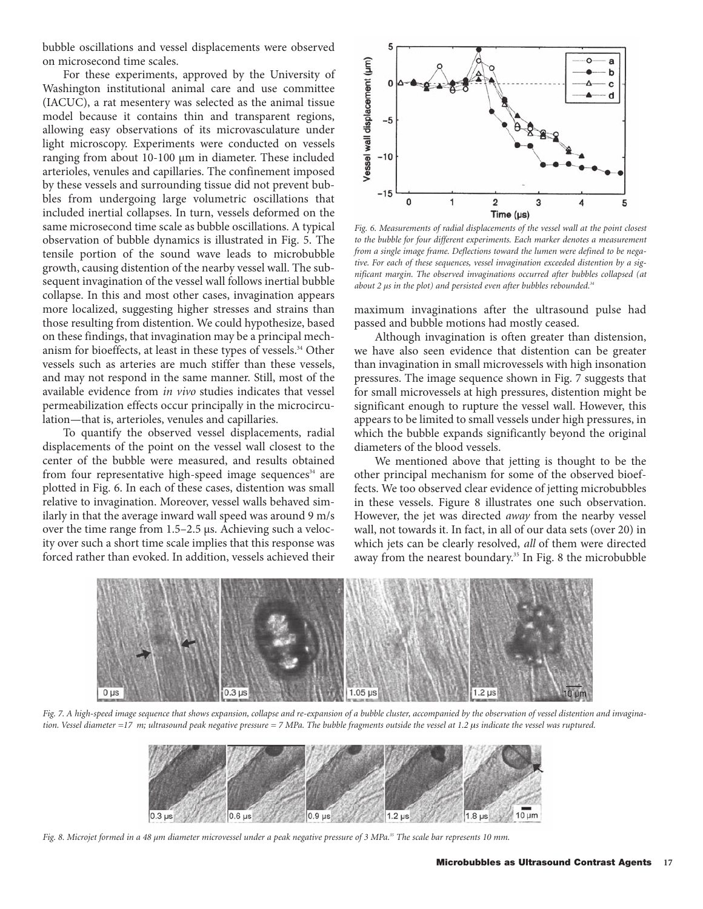bubble oscillations and vessel displacements were observed on microsecond time scales.

For these experiments, approved by the University of Washington institutional animal care and use committee (IACUC), a rat mesentery was selected as the animal tissue model because it contains thin and transparent regions, allowing easy observations of its microvasculature under light microscopy. Experiments were conducted on vessels ranging from about 10-100 μm in diameter. These included arterioles, venules and capillaries. The confinement imposed by these vessels and surrounding tissue did not prevent bubbles from undergoing large volumetric oscillations that included inertial collapses. In turn, vessels deformed on the same microsecond time scale as bubble oscillations. A typical observation of bubble dynamics is illustrated in Fig. 5. The tensile portion of the sound wave leads to microbubble growth, causing distention of the nearby vessel wall. The subsequent invagination of the vessel wall follows inertial bubble collapse. In this and most other cases, invagination appears more localized, suggesting higher stresses and strains than those resulting from distention. We could hypothesize, based on these findings, that invagination may be a principal mechanism for bioeffects, at least in these types of vessels.[34] Other vessels such as arteries are much stiffer than these vessels, and may not respond in the same manner. Still, most of the available evidence from *in vivo* studies indicates that vessel permeabilization effects occur principally in the microcirculation—that is, arterioles, venules and capillaries.

To quantify the observed vessel displacements, radial displacements of the point on the vessel wall closest to the center of the bubble were measured, and results obtained from four representative high-speed image sequences[34] are plotted in Fig. 6. In each of these cases, distention was small relative to invagination. Moreover, vessel walls behaved similarly in that the average inward wall speed was around 9 m/s over the time range from 1.5–2.5 μs. Achieving such a velocity over such a short time scale implies that this response was forced rather than evoked. In addition, vessels achieved their maximum invaginations after the ultrasound pulse had passed and bubble motions had mostly ceased.

*Fig. 6. Measurements of radial displacements of the vessel wall at the point closest to the bubble for four different experiments. Each marker denotes a measurement from a single image frame. Deflections toward the lumen were defined to be negative. For each of these sequences, vessel invagination exceeded distention by a significant margin. The observed invaginations occurred after bubbles collapsed (at about 2 μs in the plot) and persisted even after bubbles rebounded.[34]*

Although invagination is often greater than distension, we have also seen evidence that distention can be greater than invagination in small microvessels with high insonation pressures. The image sequence shown in Fig. 7 suggests that for small microvessels at high pressures, distention might be significant enough to rupture the vessel wall. However, this appears to be limited to small vessels under high pressures, in which the bubble expands significantly beyond the original diameters of the blood vessels.

We mentioned above that jetting is thought to be the other principal mechanism for some of the observed bioeffects. We too observed clear evidence of jetting microbubbles in these vessels. Figure 8 illustrates one such observation. However, the jet was directed *away* from the nearby vessel wall, not towards it. In fact, in all of our data sets (over 20) in which jets can be clearly resolved, *all* of them were directed away from the nearest boundary.[35] In Fig. 8 the microbubble

*Fig. 7. A high-speed image sequence that shows expansion, collapse and re-expansion of a bubble cluster, accompanied by the observation of vessel distention and invagination. Vessel diameter =17 m; ultrasound peak negative pressure = 7 MPa. The bubble fragments outside the vessel at 1.2 μs indicate the vessel was ruptured.*

*Fig. 8. Microjet formed in a 48 μm diameter microvessel under a peak negative pressure of 3 MPa.[35] The scale bar represents 10 mm.*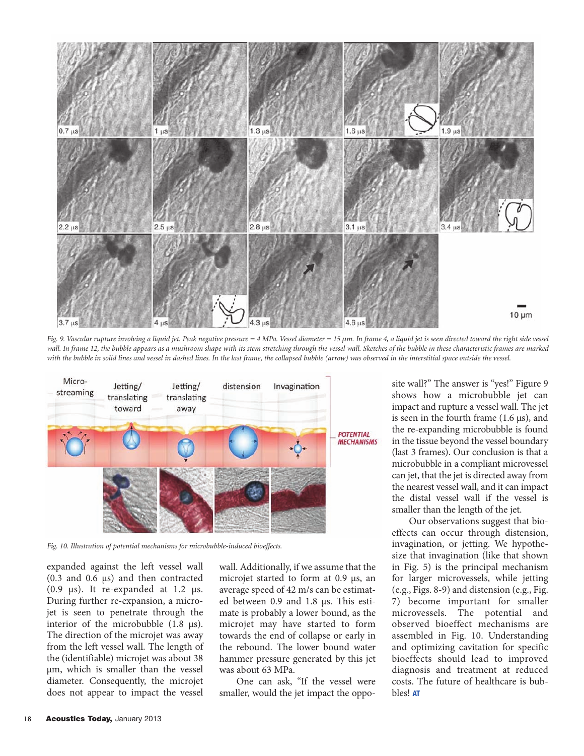Fig. 9. Vascular rupture involving a liquid jet. Peak negative pressure = 4 MPa. Vessel diameter = 15 μm. In frame 4, a liquid jet is seen directed toward the right side vessel wall. In frame 12, the bubble appears as a mushroom shape with its stem stretching through the vessel wall. Sketches of the bubble in these characteristic frames are marked with the bubble in solid lines and vessel in dashed lines. In the last frame, the collapsed bubble (arrow) was observed in the interstitial space outside the vessel.

Fig. 10. Illustration of potential mechanisms for microbubble-induced bioeffects.

expanded against the left vessel wall (0.3 and 0.6 μs) and then contracted (0.9 μs). It re-expanded at 1.2 μs. During further re-expansion, a microjet is seen to penetrate through the interior of the microbubble (1.8 μs). The direction of the microjet was away from the left vessel wall. The length of the (identifiable) microjet was about 38 μm, which is smaller than the vessel diameter. Consequently, the microjet does not appear to impact the vessel wall. Additionally, if we assume that the microjet started to form at 0.9 μs, an average speed of 42 m/s can be estimated between 0.9 and 1.8 μs. This estimate is probably a lower bound, as the microjet may have started to form towards the end of collapse or early in the rebound. The lower bound water hammer pressure generated by this jet was about 63 MPa.

One can ask, "If the vessel were smaller, would the jet impact the opposite wall?" The answer is "yes!" Figure 9 shows how a microbubble jet can impact and rupture a vessel wall. The jet is seen in the fourth frame (1.6 μs), and the re-expanding microbubble is found in the tissue beyond the vessel boundary (last 3 frames). Our conclusion is that a microbubble in a compliant microvessel can jet, that the jet is directed away from the nearest vessel wall, and it can impact the distal vessel wall if the vessel is smaller than the length of the jet.

Our observations suggest that bioeffects can occur through distension, invagination, or jetting. We hypothesize that invagination (like that shown in Fig. 5) is the principal mechanism for larger microvessels, while jetting (e.g., Figs. 8-9) and distension (e.g., Fig. 7) become important for smaller microvessels. The potential and observed bioeffect mechanisms are assembled in Fig. 10. Understanding and optimizing cavitation for specific bioeffects should lead to improved diagnosis and treatment at reduced costs. The future of healthcare is bubbles! **AT**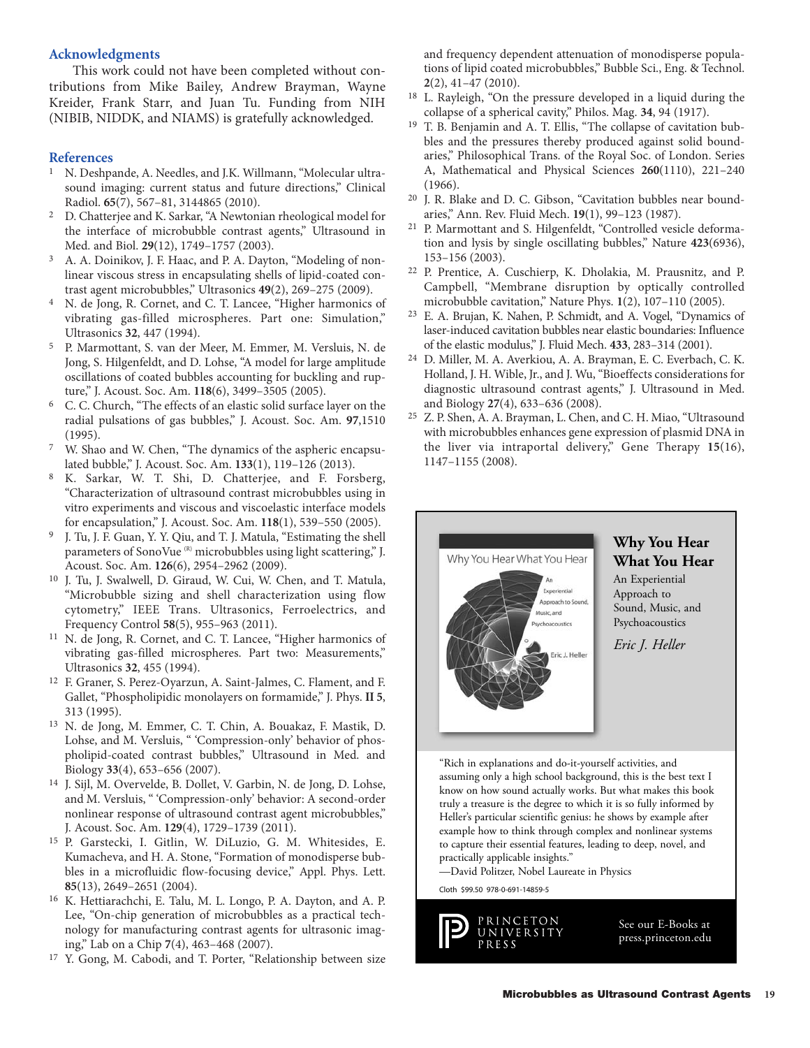## Acknowledgments

This work could not have been completed without contributions from Mike Bailey, Andrew Brayman, Wayne Kreider, Frank Starr, and Juan Tu. Funding from NIH (NIBIB, NIDDK, and NIAMS) is gratefully acknowledged.

## References

1. N. Deshpande, A. Needles, and J.K. Willmann, "Molecular ultrasound imaging: current status and future directions," Clinical Radiol. **65**(7), 567–81, 3144865 (2010).
2. D. Chatterjee and K. Sarkar, "A Newtonian rheological model for the interface of microbubble contrast agents," Ultrasound in Med. and Biol. **29**(12), 1749–1757 (2003).
3. A. A. Doinikov, J. F. Haac, and P. A. Dayton, "Modeling of nonlinear viscous stress in encapsulating shells of lipid-coated contrast agent microbubbles," Ultrasonics **49**(2), 269–275 (2009).
4. N. de Jong, R. Cornet, and C. T. Lancee, "Higher harmonics of vibrating gas-filled microspheres. Part one: Simulation," Ultrasonics **32**, 447 (1994).
5. P. Marmottant, S. van der Meer, M. Emmer, M. Versluis, N. de Jong, S. Hilgenfeldt, and D. Lohse, "A model for large amplitude oscillations of coated bubbles accounting for buckling and rupture," J. Acoust. Soc. Am. **118**(6), 3499–3505 (2005).
6. C. C. Church, "The effects of an elastic solid surface layer on the radial pulsations of gas bubbles," J. Acoust. Soc. Am. **97**,1510 (1995).
7. W. Shao and W. Chen, "The dynamics of the aspheric encapsulated bubble," J. Acoust. Soc. Am. **133**(1), 119–126 (2013).
8. K. Sarkar, W. T. Shi, D. Chatterjee, and F. Forsberg, "Characterization of ultrasound contrast microbubbles using in vitro experiments and viscous and viscoelastic interface models for encapsulation," J. Acoust. Soc. Am. **118**(1), 539–550 (2005).
9. J. Tu, J. F. Guan, Y. Y. Qiu, and T. J. Matula, "Estimating the shell parameters of SonoVue (R) microbubbles using light scattering," J. Acoust. Soc. Am. **126**(6), 2954–2962 (2009).
10. J. Tu, J. Swalwell, D. Giraud, W. Cui, W. Chen, and T. Matula, "Microbubble sizing and shell characterization using flow cytometry," IEEE Trans. Ultrasonics, Ferroelectrics, and Frequency Control **58**(5), 955–963 (2011).
11. N. de Jong, R. Cornet, and C. T. Lancee, "Higher harmonics of vibrating gas-filled microspheres. Part two: Measurements," Ultrasonics **32**, 455 (1994).
12. F. Graner, S. Perez-Oyarzun, A. Saint-Jalmes, C. Flament, and F. Gallet, "Phospholipidic monolayers on formamide," J. Phys. **II 5**, 313 (1995).
13. N. de Jong, M. Emmer, C. T. Chin, A. Bouakaz, F. Mastik, D. Lohse, and M. Versluis, " 'Compression-only' behavior of phospholipid-coated contrast bubbles," Ultrasound in Med. and Biology **33**(4), 653–656 (2007).
14. J. Sijl, M. Overvelde, B. Dollet, V. Garbin, N. de Jong, D. Lohse, and M. Versluis, " 'Compression-only' behavior: A second-order nonlinear response of ultrasound contrast agent microbubbles," J. Acoust. Soc. Am. **129**(4), 1729–1739 (2011).
15. P. Garstecki, I. Gitlin, W. DiLuzio, G. M. Whitesides, E. Kumacheva, and H. A. Stone, "Formation of monodisperse bubbles in a microfluidic flow-focusing device," Appl. Phys. Lett. **85**(13), 2649–2651 (2004).
16. K. Hettiarachchi, E. Talu, M. L. Longo, P. A. Dayton, and A. P. Lee, "On-chip generation of microbubbles as a practical technology for manufacturing contrast agents for ultrasonic imaging," Lab on a Chip **7**(4), 463–468 (2007).
17. Y. Gong, M. Cabodi, and T. Porter, "Relationship between size and frequency dependent attenuation of monodisperse populations of lipid coated microbubbles," Bubble Sci., Eng. & Technol. **2**(2), 41–47 (2010).
18. L. Rayleigh, "On the pressure developed in a liquid during the collapse of a spherical cavity," Philos. Mag. **34**, 94 (1917).
19. T. B. Benjamin and A. T. Ellis, "The collapse of cavitation bubbles and the pressures thereby produced against solid boundaries," Philosophical Trans. of the Royal Soc. of London. Series A, Mathematical and Physical Sciences **260**(1110), 221–240 (1966).
20. J. R. Blake and D. C. Gibson, "Cavitation bubbles near boundaries," Ann. Rev. Fluid Mech. **19**(1), 99–123 (1987).
21. P. Marmottant and S. Hilgenfeldt, "Controlled vesicle deformation and lysis by single oscillating bubbles," Nature **423**(6936), 153–156 (2003).
22. P. Prentice, A. Cuschierp, K. Dholakia, M. Prausnitz, and P. Campbell, "Membrane disruption by optically controlled microbubble cavitation," Nature Phys. **1**(2), 107–110 (2005).
23. E. A. Brujan, K. Nahen, P. Schmidt, and A. Vogel, "Dynamics of laser-induced cavitation bubbles near elastic boundaries: Influence of the elastic modulus," J. Fluid Mech. **433**, 283–314 (2001).
24. D. Miller, M. A. Averkiou, A. A. Brayman, E. C. Everbach, C. K. Holland, J. H. Wible, Jr., and J. Wu, "Bioeffects considerations for diagnostic ultrasound contrast agents," J. Ultrasound in Med. and Biology **27**(4), 633–636 (2008).
25. Z. P. Shen, A. A. Brayman, L. Chen, and C. H. Miao, "Ultrasound with microbubbles enhances gene expression of plasmid DNA in the liver via intraportal delivery," Gene Therapy **15**(16), 1147–1155 (2008).

**Why You Hear What You Hear**

An Experiential Approach to Sound, Music, and Psychoacoustics

*Eric J. Heller*

"Rich in explanations and do-it-yourself activities, and assuming only a high school background, this is the best text I know on how sound actually works. But what makes this book truly a treasure is the degree to which it is so fully informed by Heller's particular scientific genius: he shows by example after example how to think through complex and nonlinear systems to capture their essential features, leading to deep, novel, and practically applicable insights."
—David Politzer, Nobel Laureate in Physics

Cloth $99.50 978-0-691-14859-5

PRINCETON UNIVERSITY PRESS

See our E-Books at press.princeton.edu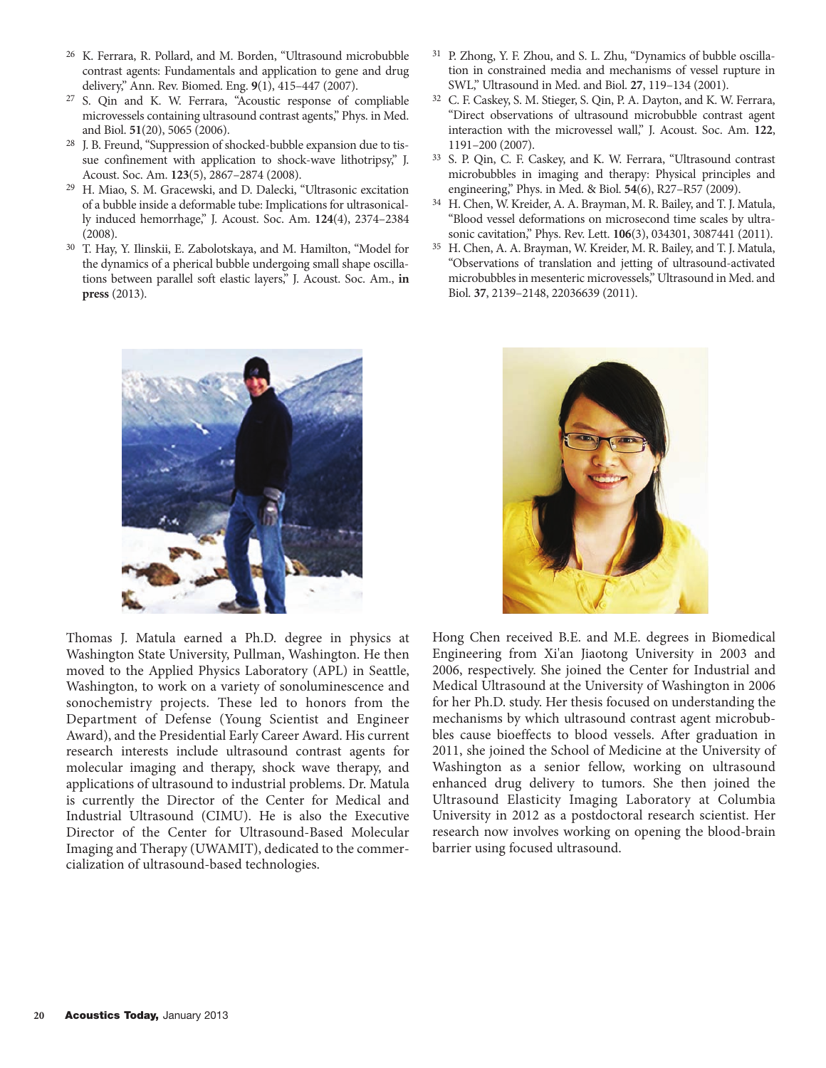26. K. Ferrara, R. Pollard, and M. Borden, "Ultrasound microbubble contrast agents: Fundamentals and application to gene and drug delivery," Ann. Rev. Biomed. Eng. **9**(1), 415–447 (2007).
27. S. Qin and K. W. Ferrara, "Acoustic response of compliable microvessels containing ultrasound contrast agents," Phys. in Med. and Biol. **51**(20), 5065 (2006).
28. J. B. Freund, "Suppression of shocked-bubble expansion due to tissue confinement with application to shock-wave lithotripsy," J. Acoust. Soc. Am. **123**(5), 2867–2874 (2008).
29. H. Miao, S. M. Gracewski, and D. Dalecki, "Ultrasonic excitation of a bubble inside a deformable tube: Implications for ultrasonically induced hemorrhage," J. Acoust. Soc. Am. **124**(4), 2374–2384 (2008).
30. T. Hay, Y. Ilinskii, E. Zabolotskaya, and M. Hamilton, "Model for the dynamics of a pherical bubble undergoing small shape oscillations between parallel soft elastic layers," J. Acoust. Soc. Am., **in press** (2013).
31. P. Zhong, Y. F. Zhou, and S. L. Zhu, "Dynamics of bubble oscillation in constrained media and mechanisms of vessel rupture in SWL," Ultrasound in Med. and Biol. **27**, 119–134 (2001).
32. C. F. Caskey, S. M. Stieger, S. Qin, P. A. Dayton, and K. W. Ferrara, "Direct observations of ultrasound microbubble contrast agent interaction with the microvessel wall," J. Acoust. Soc. Am. **122**, 1191–200 (2007).
33. S. P. Qin, C. F. Caskey, and K. W. Ferrara, "Ultrasound contrast microbubbles in imaging and therapy: Physical principles and engineering," Phys. in Med. & Biol. **54**(6), R27–R57 (2009).
34. H. Chen, W. Kreider, A. A. Brayman, M. R. Bailey, and T. J. Matula, "Blood vessel deformations on microsecond time scales by ultrasonic cavitation," Phys. Rev. Lett. **106**(3), 034301, 3087441 (2011).
35. H. Chen, A. A. Brayman, W. Kreider, M. R. Bailey, and T. J. Matula, "Observations of translation and jetting of ultrasound-activated microbubbles in mesenteric microvessels," Ultrasound in Med. and Biol. **37**, 2139–2148, 22036639 (2011).

Thomas J. Matula earned a Ph.D. degree in physics at Washington State University, Pullman, Washington. He then moved to the Applied Physics Laboratory (APL) in Seattle, Washington, to work on a variety of sonoluminescence and sonochemistry projects. These led to honors from the Department of Defense (Young Scientist and Engineer Award), and the Presidential Early Career Award. His current research interests include ultrasound contrast agents for molecular imaging and therapy, shock wave therapy, and applications of ultrasound to industrial problems. Dr. Matula is currently the Director of the Center for Medical and Industrial Ultrasound (CIMU). He is also the Executive Director of the Center for Ultrasound-Based Molecular Imaging and Therapy (UWAMIT), dedicated to the commercialization of ultrasound-based technologies.

Hong Chen received B.E. and M.E. degrees in Biomedical Engineering from Xi'an Jiaotong University in 2003 and 2006, respectively. She joined the Center for Industrial and Medical Ultrasound at the University of Washington in 2006 for her Ph.D. study. Her thesis focused on understanding the mechanisms by which ultrasound contrast agent microbubbles cause bioeffects to blood vessels. After graduation in 2011, she joined the School of Medicine at the University of Washington as a senior fellow, working on ultrasound enhanced drug delivery to tumors. She then joined the Ultrasound Elasticity Imaging Laboratory at Columbia University in 2012 as a postdoctoral research scientist. Her research now involves working on opening the blood-brain barrier using focused ultrasound.